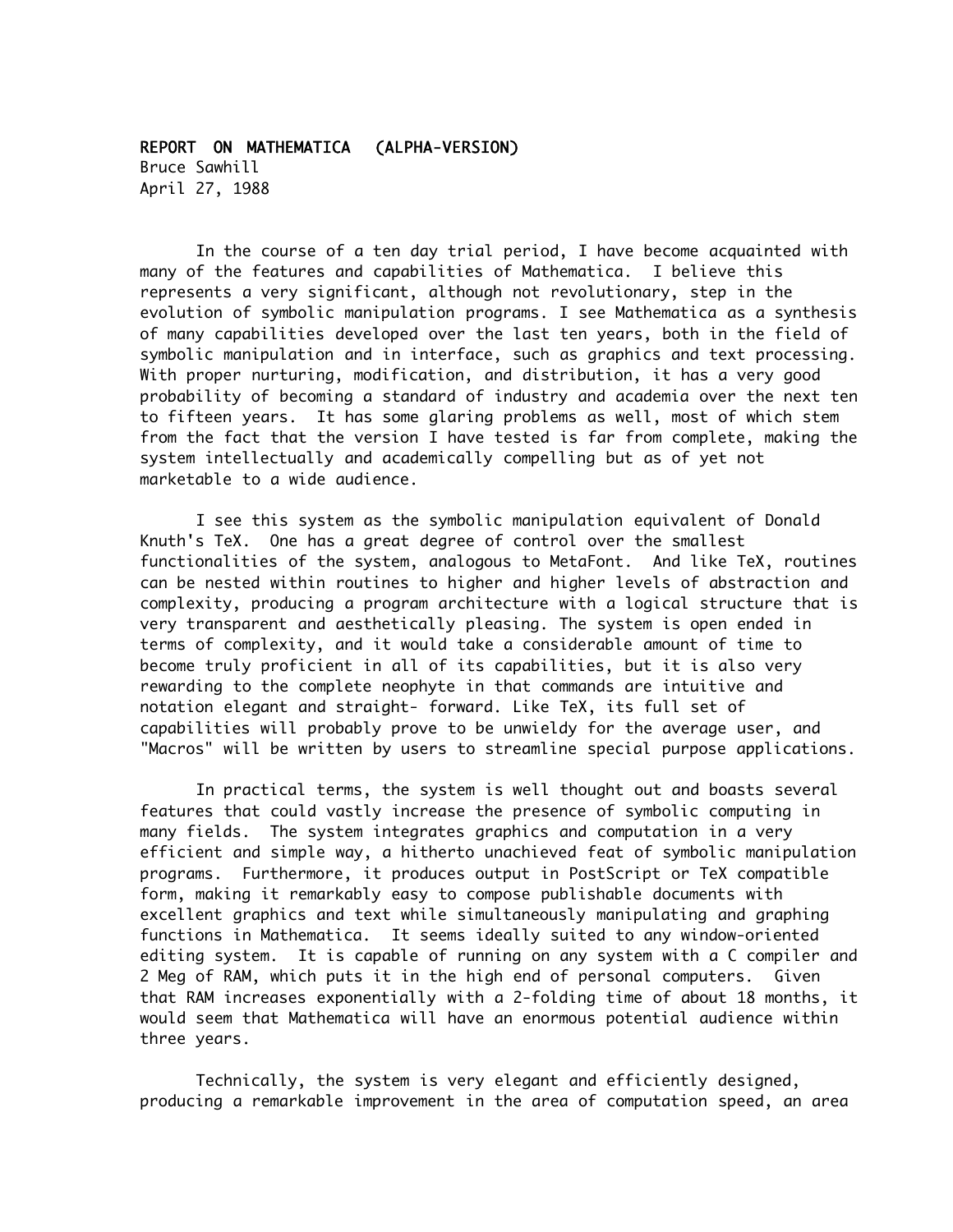# REPORT ON MATHEMATICA (ALPHA-VERSION)

Bruce Sawhill
April 27, 1988

In the course of a ten day trial period, I have become acquainted with many of the features and capabilities of Mathematica. I believe this represents a very significant, although not revolutionary, step in the evolution of symbolic manipulation programs. I see Mathematica as a synthesis of many capabilities developed over the last ten years, both in the field of symbolic manipulation and in interface, such as graphics and text processing. With proper nurturing, modification, and distribution, it has a very good probability of becoming a standard of industry and academia over the next ten to fifteen years. It has some glaring problems as well, most of which stem from the fact that the version I have tested is far from complete, making the system intellectually and academically compelling but as of yet not marketable to a wide audience.

I see this system as the symbolic manipulation equivalent of Donald Knuth's TeX. One has a great degree of control over the smallest functionalities of the system, analogous to MetaFont. And like TeX, routines can be nested within routines to higher and higher levels of abstraction and complexity, producing a program architecture with a logical structure that is very transparent and aesthetically pleasing. The system is open ended in terms of complexity, and it would take a considerable amount of time to become truly proficient in all of its capabilities, but it is also very rewarding to the complete neophyte in that commands are intuitive and notation elegant and straight- forward. Like TeX, its full set of capabilities will probably prove to be unwieldy for the average user, and "Macros" will be written by users to streamline special purpose applications.

In practical terms, the system is well thought out and boasts several features that could vastly increase the presence of symbolic computing in many fields. The system integrates graphics and computation in a very efficient and simple way, a hitherto unachieved feat of symbolic manipulation programs. Furthermore, it produces output in PostScript or TeX compatible form, making it remarkably easy to compose publishable documents with excellent graphics and text while simultaneously manipulating and graphing functions in Mathematica. It seems ideally suited to any window-oriented editing system. It is capable of running on any system with a C compiler and 2 Meg of RAM, which puts it in the high end of personal computers. Given that RAM increases exponentially with a 2-folding time of about 18 months, it would seem that Mathematica will have an enormous potential audience within three years.

Technically, the system is very elegant and efficiently designed, producing a remarkable improvement in the area of computation speed, an area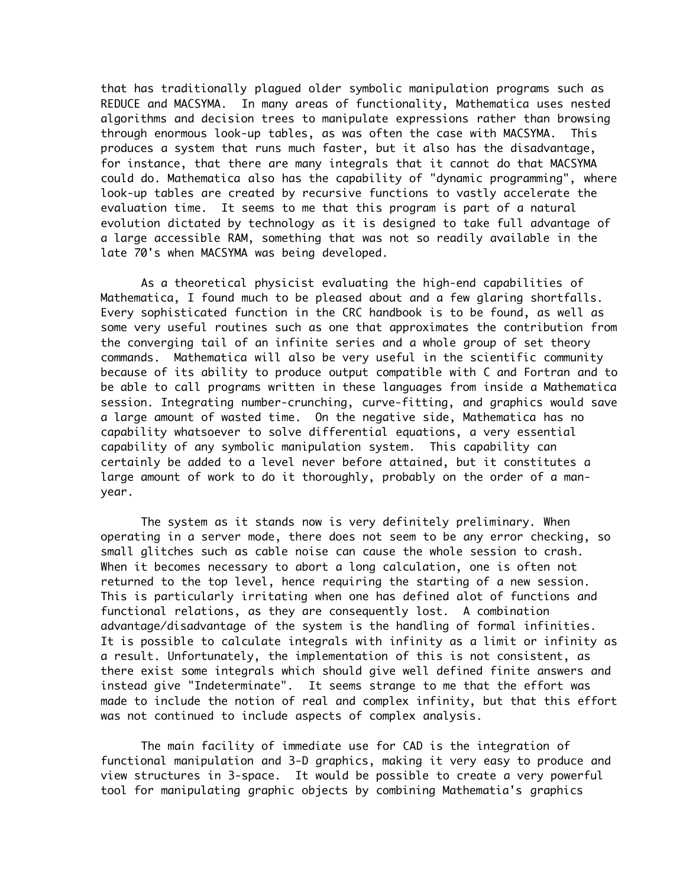that has traditionally plagued older symbolic manipulation programs such as REDUCE and MACSYMA. In many areas of functionality, Mathematica uses nested algorithms and decision trees to manipulate expressions rather than browsing through enormous look-up tables, as was often the case with MACSYMA. This produces a system that runs much faster, but it also has the disadvantage, for instance, that there are many integrals that it cannot do that MACSYMA could do. Mathematica also has the capability of "dynamic programming", where look-up tables are created by recursive functions to vastly accelerate the evaluation time. It seems to me that this program is part of a natural evolution dictated by technology as it is designed to take full advantage of a large accessible RAM, something that was not so readily available in the late 70's when MACSYMA was being developed.

As a theoretical physicist evaluating the high-end capabilities of Mathematica, I found much to be pleased about and a few glaring shortfalls. Every sophisticated function in the CRC handbook is to be found, as well as some very useful routines such as one that approximates the contribution from the converging tail of an infinite series and a whole group of set theory commands. Mathematica will also be very useful in the scientific community because of its ability to produce output compatible with C and Fortran and to be able to call programs written in these languages from inside a Mathematica session. Integrating number-crunching, curve-fitting, and graphics would save a large amount of wasted time. On the negative side, Mathematica has no capability whatsoever to solve differential equations, a very essential capability of any symbolic manipulation system. This capability can certainly be added to a level never before attained, but it constitutes a large amount of work to do it thoroughly, probably on the order of a man-year.

The system as it stands now is very definitely preliminary. When operating in a server mode, there does not seem to be any error checking, so small glitches such as cable noise can cause the whole session to crash. When it becomes necessary to abort a long calculation, one is often not returned to the top level, hence requiring the starting of a new session. This is particularly irritating when one has defined alot of functions and functional relations, as they are consequently lost. A combination advantage/disadvantage of the system is the handling of formal infinities. It is possible to calculate integrals with infinity as a limit or infinity as a result. Unfortunately, the implementation of this is not consistent, as there exist some integrals which should give well defined finite answers and instead give "Indeterminate". It seems strange to me that the effort was made to include the notion of real and complex infinity, but that this effort was not continued to include aspects of complex analysis.

The main facility of immediate use for CAD is the integration of functional manipulation and 3-D graphics, making it very easy to produce and view structures in 3-space. It would be possible to create a very powerful tool for manipulating graphic objects by combining Mathematia's graphics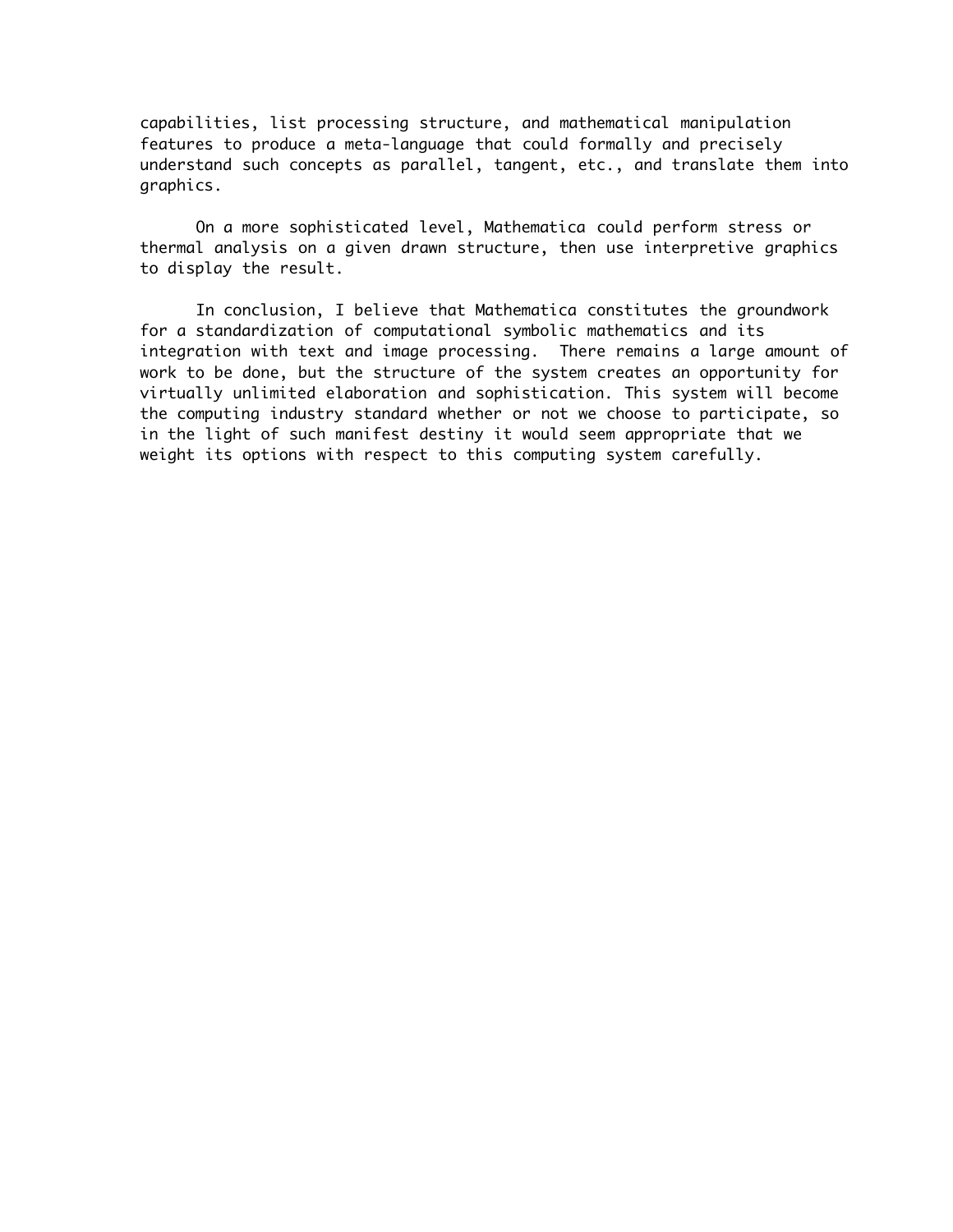capabilities, list processing structure, and mathematical manipulation features to produce a meta-language that could formally and precisely understand such concepts as parallel, tangent, etc., and translate them into graphics.

On a more sophisticated level, Mathematica could perform stress or thermal analysis on a given drawn structure, then use interpretive graphics to display the result.

In conclusion, I believe that Mathematica constitutes the groundwork for a standardization of computational symbolic mathematics and its integration with text and image processing. There remains a large amount of work to be done, but the structure of the system creates an opportunity for virtually unlimited elaboration and sophistication. This system will become the computing industry standard whether or not we choose to participate, so in the light of such manifest destiny it would seem appropriate that we weight its options with respect to this computing system carefully.